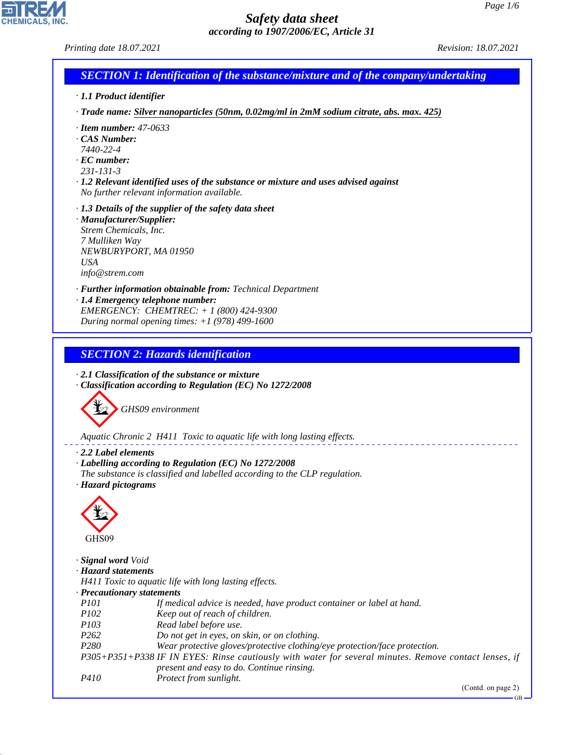# Safety data sheet

*according to 1907/2006/EC, Article 31*

*Printing date 18.07.2021* *Revision: 18.07.2021*

## SECTION 1: Identification of the substance/mixture and of the company/undertaking

- **1.1 Product identifier**
- **Trade name:** Silver nanoparticles (50nm, 0.02mg/ml in 2mM sodium citrate, abs. max. 425)
- **Item number:** 47-0633
- **CAS Number:**
  7440-22-4
- **EC number:**
  231-131-3
- **1.2 Relevant identified uses of the substance or mixture and uses advised against**
  No further relevant information available.
- **1.3 Details of the supplier of the safety data sheet**
- **Manufacturer/Supplier:**
  Strem Chemicals, Inc.
  7 Mulliken Way
  NEWBURYPORT, MA 01950
  USA
  info@strem.com
- **Further information obtainable from:** Technical Department
- **1.4 Emergency telephone number:**
  EMERGENCY: CHEMTREC: + 1 (800) 424-9300
  During normal opening times: +1 (978) 499-1600

## SECTION 2: Hazards identification

- **2.1 Classification of the substance or mixture**
- **Classification according to Regulation (EC) No 1272/2008**

GHS09 environment

Aquatic Chronic 2 H411 Toxic to aquatic life with long lasting effects.

- **2.2 Label elements**
- **Labelling according to Regulation (EC) No 1272/2008**
  The substance is classified and labelled according to the CLP regulation.
- **Hazard pictograms**

GHS09

- **Signal word** Void
- **Hazard statements**
  H411 Toxic to aquatic life with long lasting effects.
- **Precautionary statements**

| | |
|---|---|
| P101 | If medical advice is needed, have product container or label at hand. |
| P102 | Keep out of reach of children. |
| P103 | Read label before use. |
| P262 | Do not get in eyes, on skin, or on clothing. |
| P280 | Wear protective gloves/protective clothing/eye protection/face protection. |
| P305+P351+P338 | IF IN EYES: Rinse cautiously with water for several minutes. Remove contact lenses, if present and easy to do. Continue rinsing. |
| P410 | Protect from sunlight. |

(Contd. on page 2)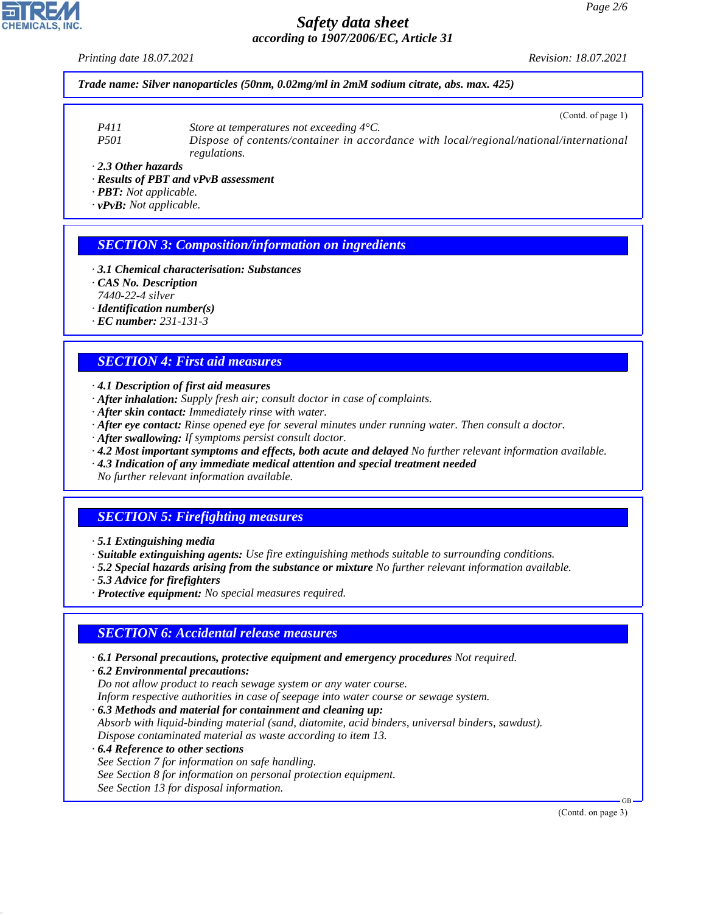*Trade name: Silver nanoparticles (50nm, 0.02mg/ml in 2mM sodium citrate, abs. max. 425)*

(Contd. of page 1)

P411 Store at temperatures not exceeding 4°C.
P501 Dispose of contents/container in accordance with local/regional/national/international regulations.

· **2.3 Other hazards**
· **Results of PBT and vPvB assessment**
· **PBT:** Not applicable.
· **vPvB:** Not applicable.

## SECTION 3: Composition/information on ingredients

· **3.1 Chemical characterisation: Substances**
· **CAS No. Description**
7440-22-4 silver
· **Identification number(s)**
· **EC number:** 231-131-3

## SECTION 4: First aid measures

· **4.1 Description of first aid measures**
· **After inhalation:** Supply fresh air; consult doctor in case of complaints.
· **After skin contact:** Immediately rinse with water.
· **After eye contact:** Rinse opened eye for several minutes under running water. Then consult a doctor.
· **After swallowing:** If symptoms persist consult doctor.
· **4.2 Most important symptoms and effects, both acute and delayed** No further relevant information available.
· **4.3 Indication of any immediate medical attention and special treatment needed**
No further relevant information available.

## SECTION 5: Firefighting measures

· **5.1 Extinguishing media**
· **Suitable extinguishing agents:** Use fire extinguishing methods suitable to surrounding conditions.
· **5.2 Special hazards arising from the substance or mixture** No further relevant information available.
· **5.3 Advice for firefighters**
· **Protective equipment:** No special measures required.

## SECTION 6: Accidental release measures

· **6.1 Personal precautions, protective equipment and emergency procedures** Not required.
· **6.2 Environmental precautions:**
Do not allow product to reach sewage system or any water course.
Inform respective authorities in case of seepage into water course or sewage system.
· **6.3 Methods and material for containment and cleaning up:**
Absorb with liquid-binding material (sand, diatomite, acid binders, universal binders, sawdust).
Dispose contaminated material as waste according to item 13.
· **6.4 Reference to other sections**
See Section 7 for information on safe handling.
See Section 8 for information on personal protection equipment.
See Section 13 for disposal information.

(Contd. on page 3)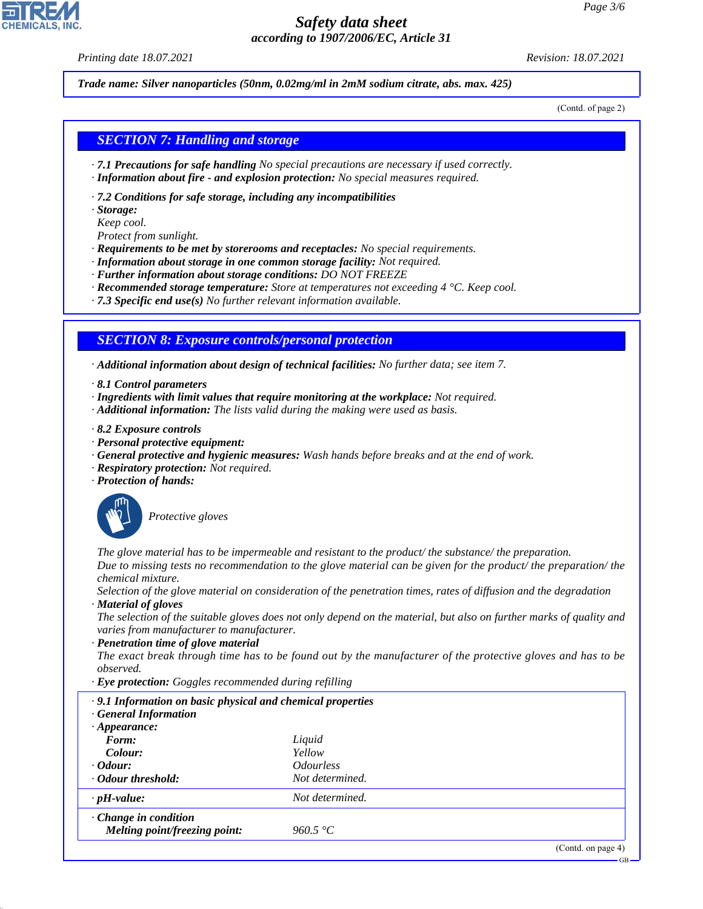**Trade name: Silver nanoparticles (50nm, 0.02mg/ml in 2mM sodium citrate, abs. max. 425)**

(Contd. of page 2)

## SECTION 7: Handling and storage

· **7.1 Precautions for safe handling** No special precautions are necessary if used correctly.
· **Information about fire - and explosion protection:** No special measures required.

· **7.2 Conditions for safe storage, including any incompatibilities**
· **Storage:**
Keep cool.
Protect from sunlight.
· **Requirements to be met by storerooms and receptacles:** No special requirements.
· **Information about storage in one common storage facility:** Not required.
· **Further information about storage conditions:** DO NOT FREEZE
· **Recommended storage temperature:** Store at temperatures not exceeding 4 °C. Keep cool.
· **7.3 Specific end use(s)** No further relevant information available.

## SECTION 8: Exposure controls/personal protection

· **Additional information about design of technical facilities:** No further data; see item 7.

· **8.1 Control parameters**
· **Ingredients with limit values that require monitoring at the workplace:** Not required.
· **Additional information:** The lists valid during the making were used as basis.

· **8.2 Exposure controls**
· **Personal protective equipment:**
· **General protective and hygienic measures:** Wash hands before breaks and at the end of work.
· **Respiratory protection:** Not required.
· **Protection of hands:**

Protective gloves

The glove material has to be impermeable and resistant to the product/ the substance/ the preparation.
Due to missing tests no recommendation to the glove material can be given for the product/ the preparation/ the chemical mixture.
Selection of the glove material on consideration of the penetration times, rates of diffusion and the degradation
· **Material of gloves**
The selection of the suitable gloves does not only depend on the material, but also on further marks of quality and varies from manufacturer to manufacturer.
· **Penetration time of glove material**
The exact break through time has to be found out by the manufacturer of the protective gloves and has to be observed.
· **Eye protection:** Goggles recommended during refilling

· **9.1 Information on basic physical and chemical properties**
· **General Information**
· **Appearance:**

| | |
|---|---|
| **Form:** | Liquid |
| **Colour:** | Yellow |
| · **Odour:** | Odourless |
| · **Odour threshold:** | Not determined. |
| · **pH-value:** | Not determined. |
| · **Change in condition** | |
| **Melting point/freezing point:** | 960.5 °C |

(Contd. on page 4)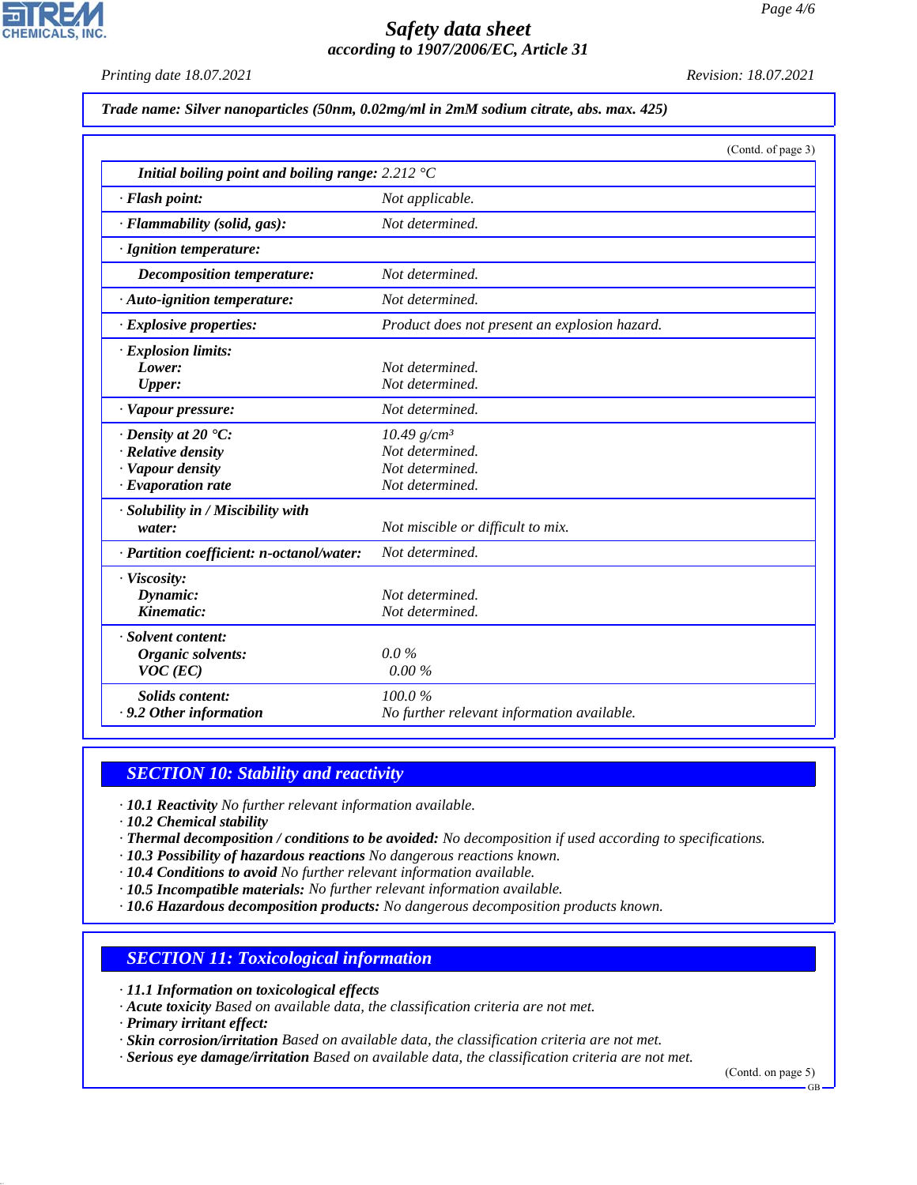**Trade name: Silver nanoparticles (50nm, 0.02mg/ml in 2mM sodium citrate, abs. max. 425)**

(Contd. of page 3)

| | |
|---|---|
| **Initial boiling point and boiling range:** 2.212 °C | |
| · **Flash point:** | Not applicable. |
| · **Flammability (solid, gas):** | Not determined. |
| · **Ignition temperature:** | |
| **Decomposition temperature:** | Not determined. |
| · **Auto-ignition temperature:** | Not determined. |
| · **Explosive properties:** | Product does not present an explosion hazard. |
| · **Explosion limits:**<br>**Lower:**<br>**Upper:** | <br>Not determined.<br>Not determined. |
| · **Vapour pressure:** | Not determined. |
| · **Density at 20 °C:**<br>· **Relative density**<br>· **Vapour density**<br>· **Evaporation rate** | 10.49 g/cm³<br>Not determined.<br>Not determined.<br>Not determined. |
| · **Solubility in / Miscibility with water:** | Not miscible or difficult to mix. |
| · **Partition coefficient: n-octanol/water:** | Not determined. |
| · **Viscosity:**<br>**Dynamic:**<br>**Kinematic:** | <br>Not determined.<br>Not determined. |
| · **Solvent content:**<br>**Organic solvents:**<br>**VOC (EC)** | <br>0.0 %<br>0.00 % |
| **Solids content:**<br>· **9.2 Other information** | 100.0 %<br>No further relevant information available. |

## SECTION 10: Stability and reactivity

· **10.1 Reactivity** No further relevant information available.
· **10.2 Chemical stability**
· **Thermal decomposition / conditions to be avoided:** No decomposition if used according to specifications.
· **10.3 Possibility of hazardous reactions** No dangerous reactions known.
· **10.4 Conditions to avoid** No further relevant information available.
· **10.5 Incompatible materials:** No further relevant information available.
· **10.6 Hazardous decomposition products:** No dangerous decomposition products known.

## SECTION 11: Toxicological information

· **11.1 Information on toxicological effects**
· **Acute toxicity** Based on available data, the classification criteria are not met.
· **Primary irritant effect:**
· **Skin corrosion/irritation** Based on available data, the classification criteria are not met.
· **Serious eye damage/irritation** Based on available data, the classification criteria are not met.

(Contd. on page 5)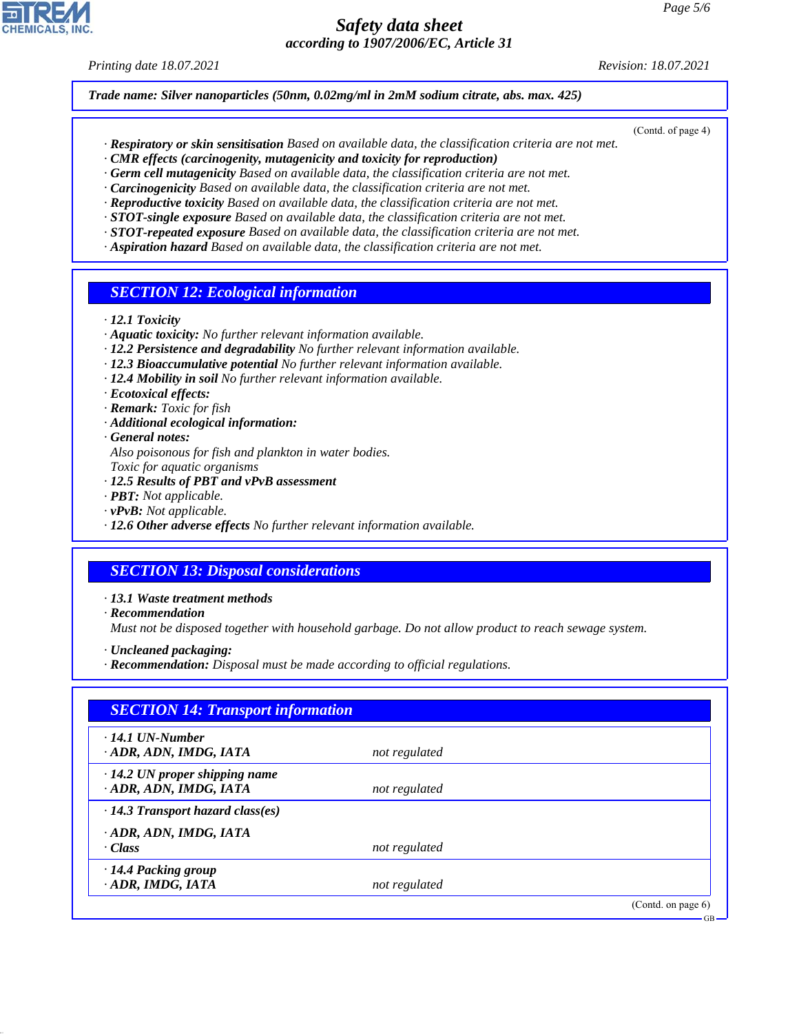**Trade name: Silver nanoparticles (50nm, 0.02mg/ml in 2mM sodium citrate, abs. max. 425)**

(Contd. of page 4)

· **Respiratory or skin sensitisation** Based on available data, the classification criteria are not met.
· **CMR effects (carcinogenity, mutagenicity and toxicity for reproduction)**
· **Germ cell mutagenicity** Based on available data, the classification criteria are not met.
· **Carcinogenicity** Based on available data, the classification criteria are not met.
· **Reproductive toxicity** Based on available data, the classification criteria are not met.
· **STOT-single exposure** Based on available data, the classification criteria are not met.
· **STOT-repeated exposure** Based on available data, the classification criteria are not met.
· **Aspiration hazard** Based on available data, the classification criteria are not met.

## SECTION 12: Ecological information

· **12.1 Toxicity**
· **Aquatic toxicity:** No further relevant information available.
· **12.2 Persistence and degradability** No further relevant information available.
· **12.3 Bioaccumulative potential** No further relevant information available.
· **12.4 Mobility in soil** No further relevant information available.
· **Ecotoxical effects:**
· **Remark:** Toxic for fish
· **Additional ecological information:**
· **General notes:**
Also poisonous for fish and plankton in water bodies.
Toxic for aquatic organisms
· **12.5 Results of PBT and vPvB assessment**
· **PBT:** Not applicable.
· **vPvB:** Not applicable.
· **12.6 Other adverse effects** No further relevant information available.

## SECTION 13: Disposal considerations

· **13.1 Waste treatment methods**
· **Recommendation**
Must not be disposed together with household garbage. Do not allow product to reach sewage system.

· **Uncleaned packaging:**
· **Recommendation:** Disposal must be made according to official regulations.

## SECTION 14: Transport information

| | |
|---|---|
| · **14.1 UN-Number** | |
| · **ADR, ADN, IMDG, IATA** | not regulated |
| · **14.2 UN proper shipping name** | |
| · **ADR, ADN, IMDG, IATA** | not regulated |
| · **14.3 Transport hazard class(es)** | |
| · **ADR, ADN, IMDG, IATA** | |
| · **Class** | not regulated |
| · **14.4 Packing group** | |
| · **ADR, IMDG, IATA** | not regulated |

(Contd. on page 6)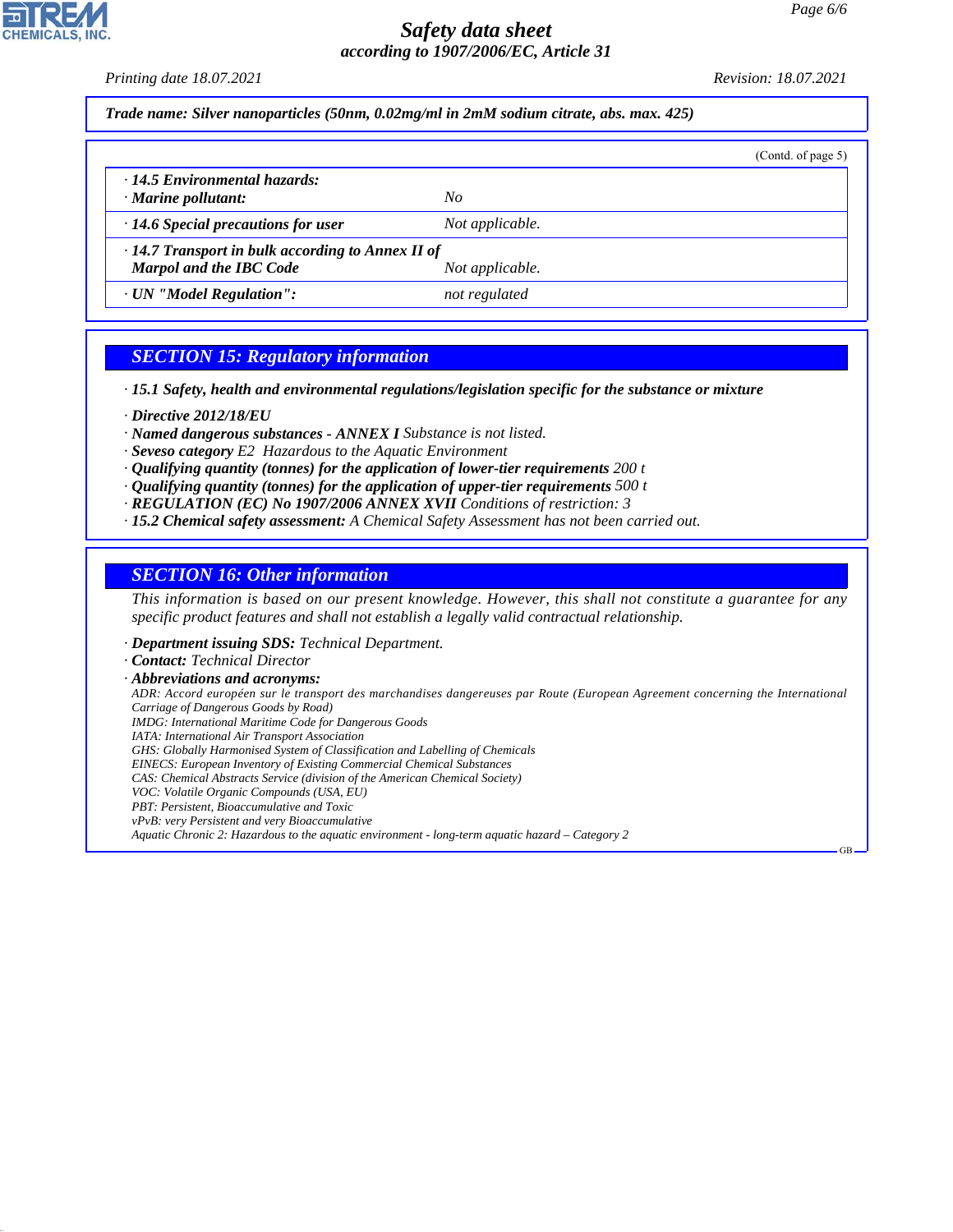**Trade name: Silver nanoparticles (50nm, 0.02mg/ml in 2mM sodium citrate, abs. max. 425)**

(Contd. of page 5)

| | |
|---|---|
| · **14.5 Environmental hazards:** · **Marine pollutant:** | No |
| · **14.6 Special precautions for user** | Not applicable. |
| · **14.7 Transport in bulk according to Annex II of Marpol and the IBC Code** | Not applicable. |
| · **UN "Model Regulation":** | not regulated |

## SECTION 15: Regulatory information

· **15.1 Safety, health and environmental regulations/legislation specific for the substance or mixture**

· **Directive 2012/18/EU**
· **Named dangerous substances - ANNEX I** Substance is not listed.
· **Seveso category** E2 Hazardous to the Aquatic Environment
· **Qualifying quantity (tonnes) for the application of lower-tier requirements** 200 t
· **Qualifying quantity (tonnes) for the application of upper-tier requirements** 500 t
· **REGULATION (EC) No 1907/2006 ANNEX XVII** Conditions of restriction: 3
· **15.2 Chemical safety assessment:** A Chemical Safety Assessment has not been carried out.

## SECTION 16: Other information

This information is based on our present knowledge. However, this shall not constitute a guarantee for any specific product features and shall not establish a legally valid contractual relationship.

· **Department issuing SDS:** Technical Department.
· **Contact:** Technical Director
· **Abbreviations and acronyms:**
ADR: Accord européen sur le transport des marchandises dangereuses par Route (European Agreement concerning the International Carriage of Dangerous Goods by Road)
IMDG: International Maritime Code for Dangerous Goods
IATA: International Air Transport Association
GHS: Globally Harmonised System of Classification and Labelling of Chemicals
EINECS: European Inventory of Existing Commercial Chemical Substances
CAS: Chemical Abstracts Service (division of the American Chemical Society)
VOC: Volatile Organic Compounds (USA, EU)
PBT: Persistent, Bioaccumulative and Toxic
vPvB: very Persistent and very Bioaccumulative
Aquatic Chronic 2: Hazardous to the aquatic environment - long-term aquatic hazard – Category 2